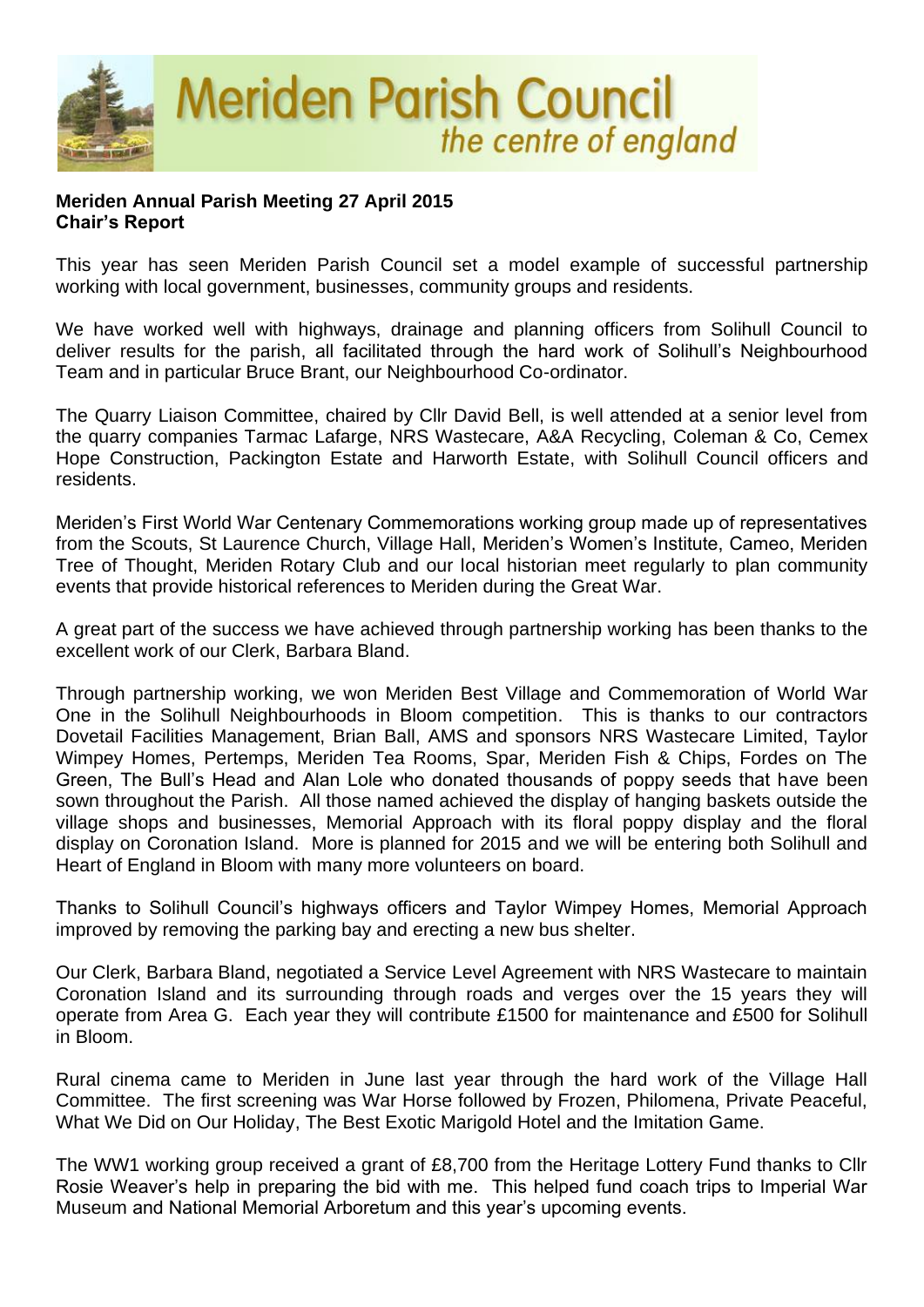# Meriden Parish Council
*the centre of england*

**Meriden Annual Parish Meeting 27 April 2015**
**Chair's Report**

This year has seen Meriden Parish Council set a model example of successful partnership working with local government, businesses, community groups and residents.

We have worked well with highways, drainage and planning officers from Solihull Council to deliver results for the parish, all facilitated through the hard work of Solihull's Neighbourhood Team and in particular Bruce Brant, our Neighbourhood Co-ordinator.

The Quarry Liaison Committee, chaired by Cllr David Bell, is well attended at a senior level from the quarry companies Tarmac Lafarge, NRS Wastecare, A&A Recycling, Coleman & Co, Cemex Hope Construction, Packington Estate and Harworth Estate, with Solihull Council officers and residents.

Meriden's First World War Centenary Commemorations working group made up of representatives from the Scouts, St Laurence Church, Village Hall, Meriden's Women's Institute, Cameo, Meriden Tree of Thought, Meriden Rotary Club and our local historian meet regularly to plan community events that provide historical references to Meriden during the Great War.

A great part of the success we have achieved through partnership working has been thanks to the excellent work of our Clerk, Barbara Bland.

Through partnership working, we won Meriden Best Village and Commemoration of World War One in the Solihull Neighbourhoods in Bloom competition. This is thanks to our contractors Dovetail Facilities Management, Brian Ball, AMS and sponsors NRS Wastecare Limited, Taylor Wimpey Homes, Pertemps, Meriden Tea Rooms, Spar, Meriden Fish & Chips, Fordes on The Green, The Bull's Head and Alan Lole who donated thousands of poppy seeds that have been sown throughout the Parish. All those named achieved the display of hanging baskets outside the village shops and businesses, Memorial Approach with its floral poppy display and the floral display on Coronation Island. More is planned for 2015 and we will be entering both Solihull and Heart of England in Bloom with many more volunteers on board.

Thanks to Solihull Council's highways officers and Taylor Wimpey Homes, Memorial Approach improved by removing the parking bay and erecting a new bus shelter.

Our Clerk, Barbara Bland, negotiated a Service Level Agreement with NRS Wastecare to maintain Coronation Island and its surrounding through roads and verges over the 15 years they will operate from Area G. Each year they will contribute £1500 for maintenance and £500 for Solihull in Bloom.

Rural cinema came to Meriden in June last year through the hard work of the Village Hall Committee. The first screening was War Horse followed by Frozen, Philomena, Private Peaceful, What We Did on Our Holiday, The Best Exotic Marigold Hotel and the Imitation Game.

The WW1 working group received a grant of £8,700 from the Heritage Lottery Fund thanks to Cllr Rosie Weaver's help in preparing the bid with me. This helped fund coach trips to Imperial War Museum and National Memorial Arboretum and this year's upcoming events.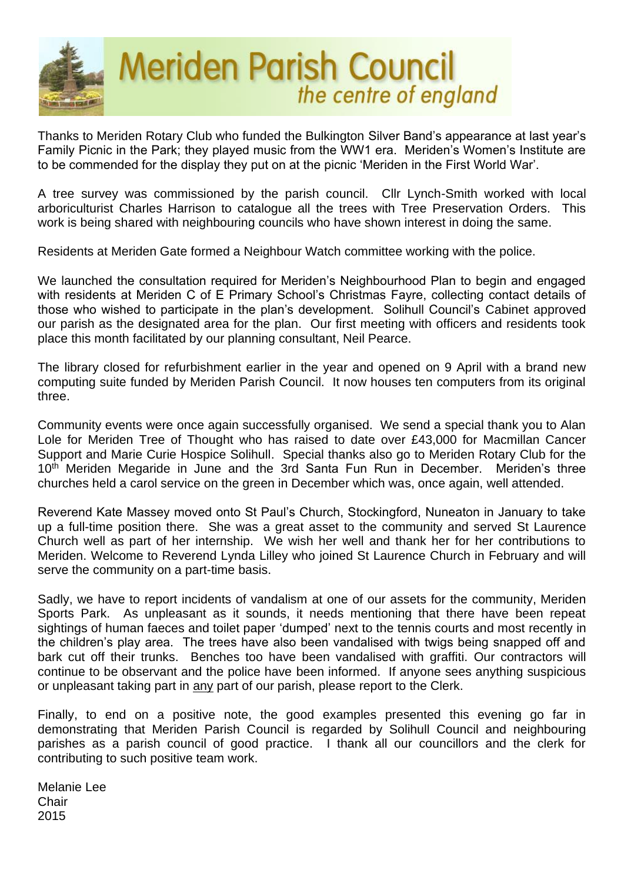# Meriden Parish Council

*the centre of england*

Thanks to Meriden Rotary Club who funded the Bulkington Silver Band's appearance at last year's Family Picnic in the Park; they played music from the WW1 era. Meriden's Women's Institute are to be commended for the display they put on at the picnic 'Meriden in the First World War'.

A tree survey was commissioned by the parish council. Cllr Lynch-Smith worked with local arboriculturist Charles Harrison to catalogue all the trees with Tree Preservation Orders. This work is being shared with neighbouring councils who have shown interest in doing the same.

Residents at Meriden Gate formed a Neighbour Watch committee working with the police.

We launched the consultation required for Meriden's Neighbourhood Plan to begin and engaged with residents at Meriden C of E Primary School's Christmas Fayre, collecting contact details of those who wished to participate in the plan's development. Solihull Council's Cabinet approved our parish as the designated area for the plan. Our first meeting with officers and residents took place this month facilitated by our planning consultant, Neil Pearce.

The library closed for refurbishment earlier in the year and opened on 9 April with a brand new computing suite funded by Meriden Parish Council. It now houses ten computers from its original three.

Community events were once again successfully organised. We send a special thank you to Alan Lole for Meriden Tree of Thought who has raised to date over £43,000 for Macmillan Cancer Support and Marie Curie Hospice Solihull. Special thanks also go to Meriden Rotary Club for the 10th Meriden Megaride in June and the 3rd Santa Fun Run in December. Meriden's three churches held a carol service on the green in December which was, once again, well attended.

Reverend Kate Massey moved onto St Paul's Church, Stockingford, Nuneaton in January to take up a full-time position there. She was a great asset to the community and served St Laurence Church well as part of her internship. We wish her well and thank her for her contributions to Meriden. Welcome to Reverend Lynda Lilley who joined St Laurence Church in February and will serve the community on a part-time basis.

Sadly, we have to report incidents of vandalism at one of our assets for the community, Meriden Sports Park. As unpleasant as it sounds, it needs mentioning that there have been repeat sightings of human faeces and toilet paper 'dumped' next to the tennis courts and most recently in the children's play area. The trees have also been vandalised with twigs being snapped off and bark cut off their trunks. Benches too have been vandalised with graffiti. Our contractors will continue to be observant and the police have been informed. If anyone sees anything suspicious or unpleasant taking part in any part of our parish, please report to the Clerk.

Finally, to end on a positive note, the good examples presented this evening go far in demonstrating that Meriden Parish Council is regarded by Solihull Council and neighbouring parishes as a parish council of good practice. I thank all our councillors and the clerk for contributing to such positive team work.

Melanie Lee
Chair
2015